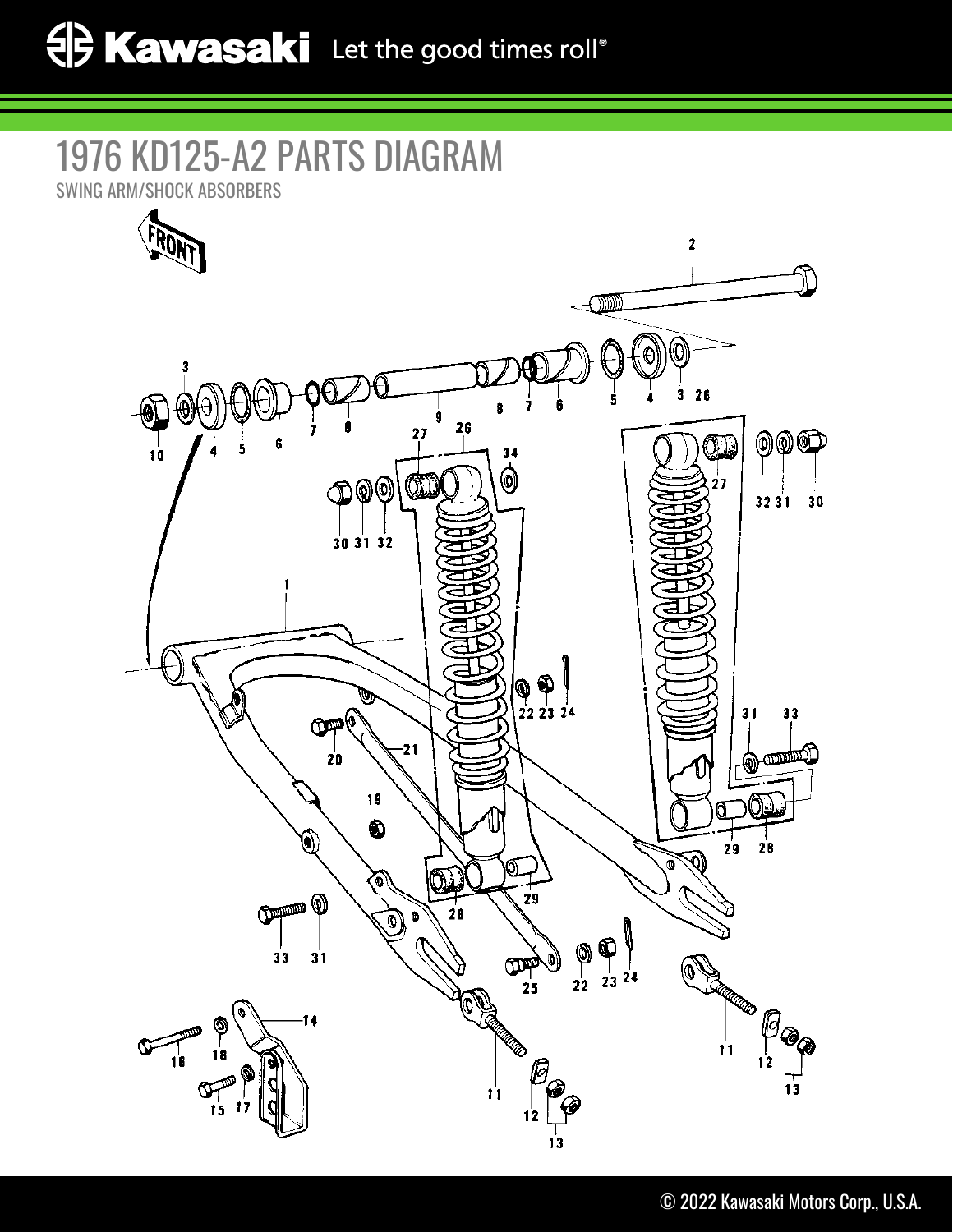# 1976 KD125-A2 PARTS DIAGRAM

SWING ARM/SHOCK ABSORBERS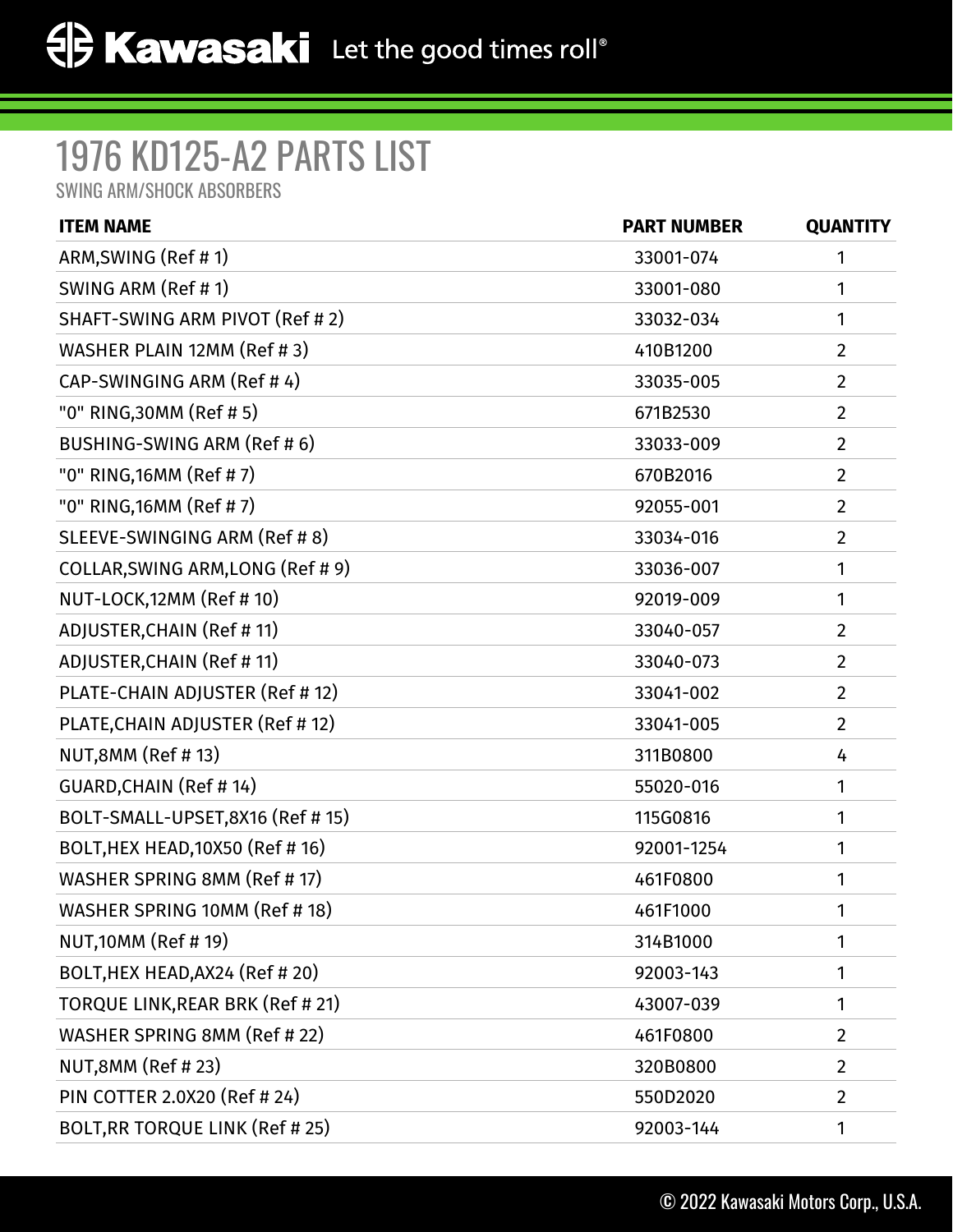# 1976 KD125-A2 PARTS LIST

SWING ARM/SHOCK ABSORBERS

| ITEM NAME | PART NUMBER | QUANTITY |
|---|---|---|
| ARM,SWING (Ref # 1) | 33001-074 | 1 |
| SWING ARM (Ref # 1) | 33001-080 | 1 |
| SHAFT-SWING ARM PIVOT (Ref # 2) | 33032-034 | 1 |
| WASHER PLAIN 12MM (Ref # 3) | 410B1200 | 2 |
| CAP-SWINGING ARM (Ref # 4) | 33035-005 | 2 |
| "0" RING,30MM (Ref # 5) | 671B2530 | 2 |
| BUSHING-SWING ARM (Ref # 6) | 33033-009 | 2 |
| "0" RING,16MM (Ref # 7) | 670B2016 | 2 |
| "0" RING,16MM (Ref # 7) | 92055-001 | 2 |
| SLEEVE-SWINGING ARM (Ref # 8) | 33034-016 | 2 |
| COLLAR,SWING ARM,LONG (Ref # 9) | 33036-007 | 1 |
| NUT-LOCK,12MM (Ref # 10) | 92019-009 | 1 |
| ADJUSTER,CHAIN (Ref # 11) | 33040-057 | 2 |
| ADJUSTER,CHAIN (Ref # 11) | 33040-073 | 2 |
| PLATE-CHAIN ADJUSTER (Ref # 12) | 33041-002 | 2 |
| PLATE,CHAIN ADJUSTER (Ref # 12) | 33041-005 | 2 |
| NUT,8MM (Ref # 13) | 311B0800 | 4 |
| GUARD,CHAIN (Ref # 14) | 55020-016 | 1 |
| BOLT-SMALL-UPSET,8X16 (Ref # 15) | 115G0816 | 1 |
| BOLT,HEX HEAD,10X50 (Ref # 16) | 92001-1254 | 1 |
| WASHER SPRING 8MM (Ref # 17) | 461F0800 | 1 |
| WASHER SPRING 10MM (Ref # 18) | 461F1000 | 1 |
| NUT,10MM (Ref # 19) | 314B1000 | 1 |
| BOLT,HEX HEAD,AX24 (Ref # 20) | 92003-143 | 1 |
| TORQUE LINK,REAR BRK (Ref # 21) | 43007-039 | 1 |
| WASHER SPRING 8MM (Ref # 22) | 461F0800 | 2 |
| NUT,8MM (Ref # 23) | 320B0800 | 2 |
| PIN COTTER 2.0X20 (Ref # 24) | 550D2020 | 2 |
| BOLT,RR TORQUE LINK (Ref # 25) | 92003-144 | 1 |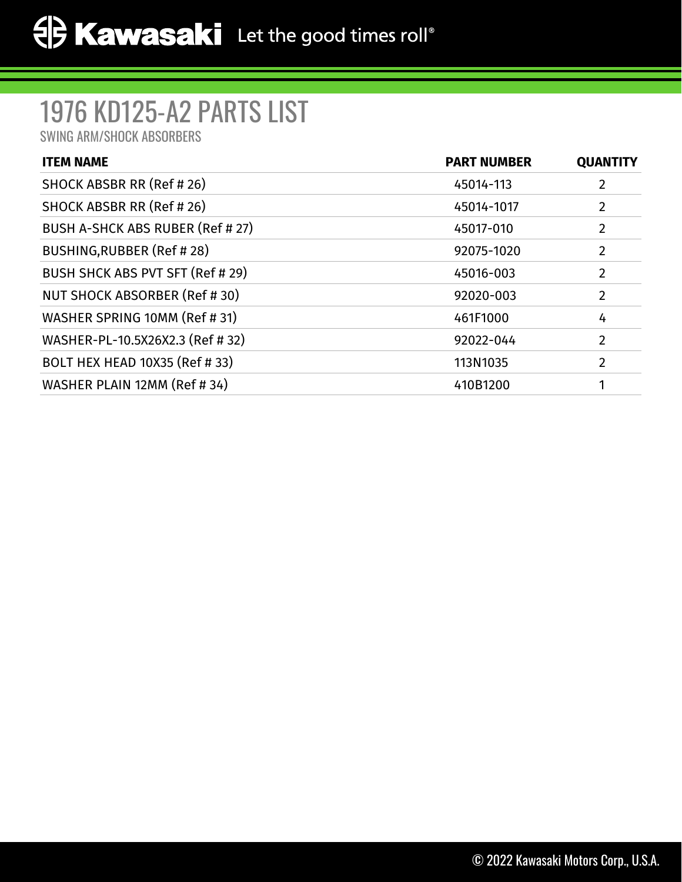# 1976 KD125-A2 PARTS LIST

SWING ARM/SHOCK ABSORBERS

| ITEM NAME | PART NUMBER | QUANTITY |
|---|---|---|
| SHOCK ABSBR RR (Ref # 26) | 45014-113 | 2 |
| SHOCK ABSBR RR (Ref # 26) | 45014-1017 | 2 |
| BUSH A-SHCK ABS RUBER (Ref # 27) | 45017-010 | 2 |
| BUSHING,RUBBER (Ref # 28) | 92075-1020 | 2 |
| BUSH SHCK ABS PVT SFT (Ref # 29) | 45016-003 | 2 |
| NUT SHOCK ABSORBER (Ref # 30) | 92020-003 | 2 |
| WASHER SPRING 10MM (Ref # 31) | 461F1000 | 4 |
| WASHER-PL-10.5X26X2.3 (Ref # 32) | 92022-044 | 2 |
| BOLT HEX HEAD 10X35 (Ref # 33) | 113N1035 | 2 |
| WASHER PLAIN 12MM (Ref # 34) | 410B1200 | 1 |